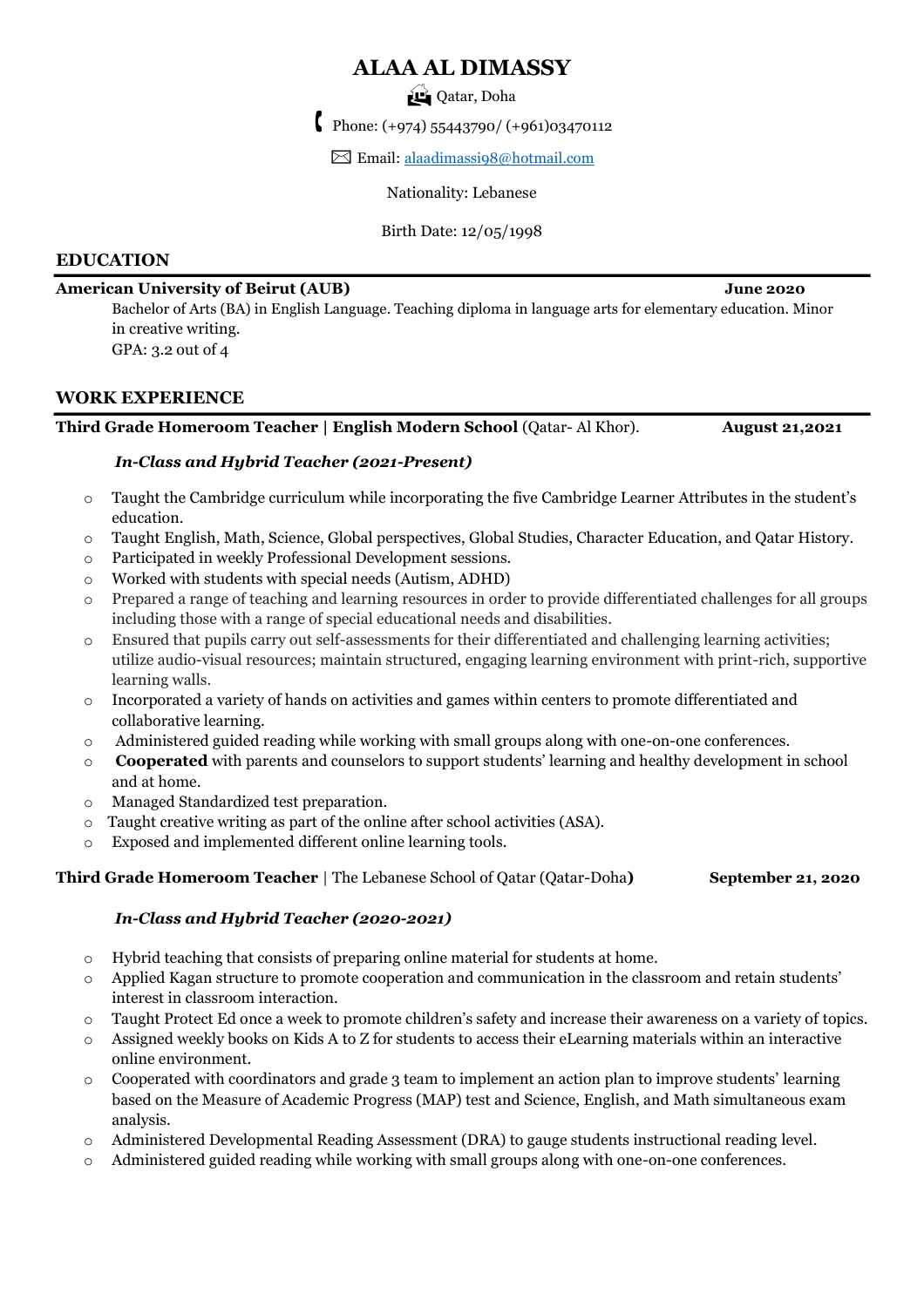# ALAA AL DIMASSY

Qatar, Doha

Phone: (+974) 55443790/ (+961)03470112

Email: alaadimassi98@hotmail.com

Nationality: Lebanese

Birth Date: 12/05/1998

## EDUCATION

**American University of Beirut (AUB)** **June 2020**

Bachelor of Arts (BA) in English Language. Teaching diploma in language arts for elementary education. Minor in creative writing.
GPA: 3.2 out of 4

## WORK EXPERIENCE

**Third Grade Homeroom Teacher | English Modern School** (Qatar- Al Khor). **August 21,2021**

***In-Class and Hybrid Teacher (2021-Present)***

- Taught the Cambridge curriculum while incorporating the five Cambridge Learner Attributes in the student's education.
- Taught English, Math, Science, Global perspectives, Global Studies, Character Education, and Qatar History.
- Participated in weekly Professional Development sessions.
- Worked with students with special needs (Autism, ADHD)
- Prepared a range of teaching and learning resources in order to provide differentiated challenges for all groups including those with a range of special educational needs and disabilities.
- Ensured that pupils carry out self-assessments for their differentiated and challenging learning activities; utilize audio-visual resources; maintain structured, engaging learning environment with print-rich, supportive learning walls.
- Incorporated a variety of hands on activities and games within centers to promote differentiated and collaborative learning.
- Administered guided reading while working with small groups along with one-on-one conferences.
- **Cooperated** with parents and counselors to support students' learning and healthy development in school and at home.
- Managed Standardized test preparation.
- Taught creative writing as part of the online after school activities (ASA).
- Exposed and implemented different online learning tools.

**Third Grade Homeroom Teacher** | The Lebanese School of Qatar (Qatar-Doha**)** **September 21, 2020**

***In-Class and Hybrid Teacher (2020-2021)***

- Hybrid teaching that consists of preparing online material for students at home.
- Applied Kagan structure to promote cooperation and communication in the classroom and retain students' interest in classroom interaction.
- Taught Protect Ed once a week to promote children's safety and increase their awareness on a variety of topics.
- Assigned weekly books on Kids A to Z for students to access their eLearning materials within an interactive online environment.
- Cooperated with coordinators and grade 3 team to implement an action plan to improve students' learning based on the Measure of Academic Progress (MAP) test and Science, English, and Math simultaneous exam analysis.
- Administered Developmental Reading Assessment (DRA) to gauge students instructional reading level.
- Administered guided reading while working with small groups along with one-on-one conferences.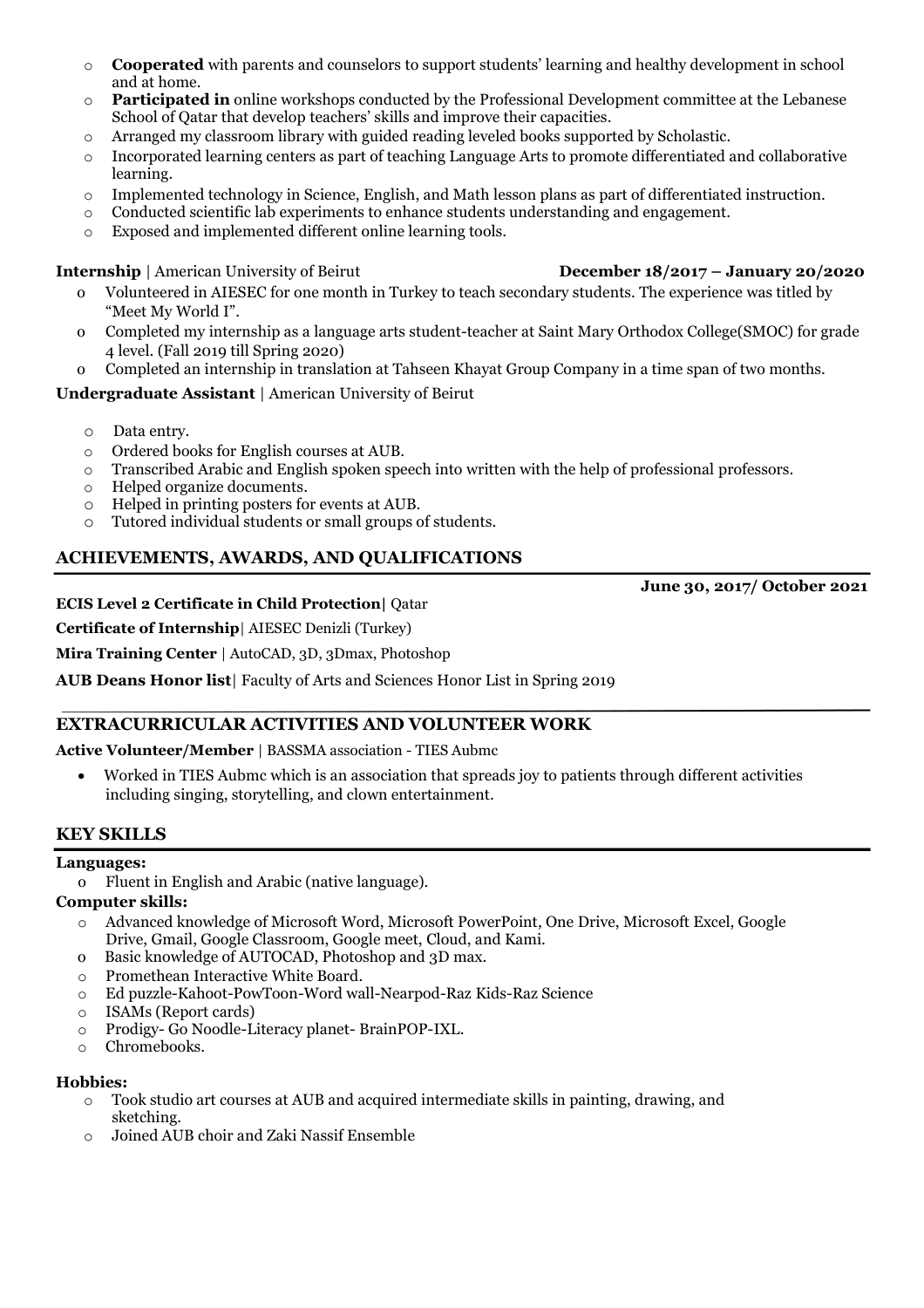- **Cooperated** with parents and counselors to support students' learning and healthy development in school and at home.
- **Participated in** online workshops conducted by the Professional Development committee at the Lebanese School of Qatar that develop teachers' skills and improve their capacities.
- Arranged my classroom library with guided reading leveled books supported by Scholastic.
- Incorporated learning centers as part of teaching Language Arts to promote differentiated and collaborative learning.
- Implemented technology in Science, English, and Math lesson plans as part of differentiated instruction.
- Conducted scientific lab experiments to enhance students understanding and engagement.
- Exposed and implemented different online learning tools.

**Internship** | American University of Beirut **December 18/2017 – January 20/2020**

- Volunteered in AIESEC for one month in Turkey to teach secondary students. The experience was titled by "Meet My World I".
- Completed my internship as a language arts student-teacher at Saint Mary Orthodox College(SMOC) for grade 4 level. (Fall 2019 till Spring 2020)
- Completed an internship in translation at Tahseen Khayat Group Company in a time span of two months.

**Undergraduate Assistant** | American University of Beirut

- Data entry.
- Ordered books for English courses at AUB.
- Transcribed Arabic and English spoken speech into written with the help of professional professors.
- Helped organize documents.
- Helped in printing posters for events at AUB.
- Tutored individual students or small groups of students.

## ACHIEVEMENTS, AWARDS, AND QUALIFICATIONS

**June 30, 2017/ October 2021**

**ECIS Level 2 Certificate in Child Protection|** Qatar

**Certificate of Internship|** AIESEC Denizli (Turkey)

**Mira Training Center** | AutoCAD, 3D, 3Dmax, Photoshop

**AUB Deans Honor list|** Faculty of Arts and Sciences Honor List in Spring 2019

## EXTRACURRICULAR ACTIVITIES AND VOLUNTEER WORK

**Active Volunteer/Member** | BASSMA association - TIES Aubmc

- Worked in TIES Aubmc which is an association that spreads joy to patients through different activities including singing, storytelling, and clown entertainment.

## KEY SKILLS

**Languages:**

- Fluent in English and Arabic (native language).

**Computer skills:**

- Advanced knowledge of Microsoft Word, Microsoft PowerPoint, One Drive, Microsoft Excel, Google Drive, Gmail, Google Classroom, Google meet, Cloud, and Kami.
- Basic knowledge of AUTOCAD, Photoshop and 3D max.
- Promethean Interactive White Board.
- Ed puzzle-Kahoot-PowToon-Word wall-Nearpod-Raz Kids-Raz Science
- ISAMs (Report cards)
- Prodigy- Go Noodle-Literacy planet- BrainPOP-IXL.
- Chromebooks.

**Hobbies:**

- Took studio art courses at AUB and acquired intermediate skills in painting, drawing, and sketching.
- Joined AUB choir and Zaki Nassif Ensemble